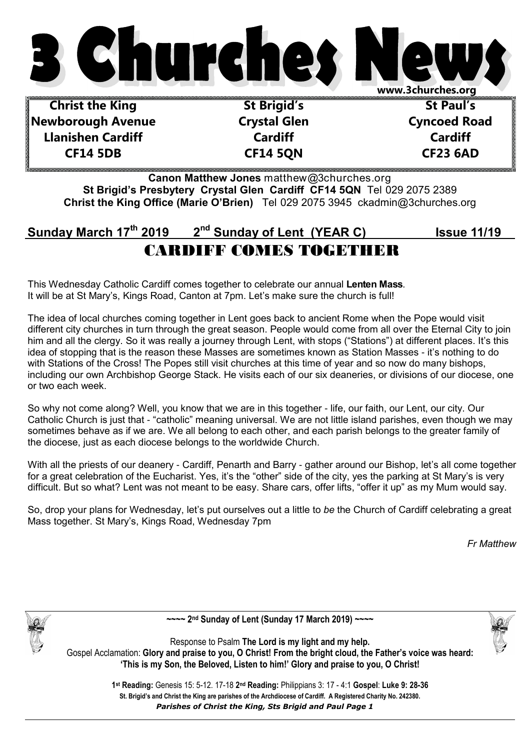# 3 Churches News

www.3churches.org

| Christ the King | St Brigid's | St Paul's |
|---|---|---|
| Newborough Avenue | Crystal Glen | Cyncoed Road |
| Llanishen Cardiff | Cardiff | Cardiff |
| CF14 5DB | CF14 5QN | CF23 6AD |

**Canon Matthew Jones** matthew@3churches.org
**St Brigid's Presbytery Crystal Glen Cardiff CF14 5QN** Tel 029 2075 2389
**Christ the King Office (Marie O'Brien)** Tel 029 2075 3945 ckadmin@3churches.org

**Sunday March 17th 2019 2nd Sunday of Lent (YEAR C) Issue 11/19**

## CARDIFF COMES TOGETHER

This Wednesday Catholic Cardiff comes together to celebrate our annual **Lenten Mass**. It will be at St Mary's, Kings Road, Canton at 7pm. Let's make sure the church is full!

The idea of local churches coming together in Lent goes back to ancient Rome when the Pope would visit different city churches in turn through the great season. People would come from all over the Eternal City to join him and all the clergy. So it was really a journey through Lent, with stops ("Stations") at different places. It's this idea of stopping that is the reason these Masses are sometimes known as Station Masses - it's nothing to do with Stations of the Cross! The Popes still visit churches at this time of year and so now do many bishops, including our own Archbishop George Stack. He visits each of our six deaneries, or divisions of our diocese, one or two each week.

So why not come along? Well, you know that we are in this together - life, our faith, our Lent, our city. Our Catholic Church is just that - "catholic" meaning universal. We are not little island parishes, even though we may sometimes behave as if we are. We all belong to each other, and each parish belongs to the greater family of the diocese, just as each diocese belongs to the worldwide Church.

With all the priests of our deanery - Cardiff, Penarth and Barry - gather around our Bishop, let's all come together for a great celebration of the Eucharist. Yes, it's the "other" side of the city, yes the parking at St Mary's is very difficult. But so what? Lent was not meant to be easy. Share cars, offer lifts, "offer it up" as my Mum would say.

So, drop your plans for Wednesday, let's put ourselves out a little to *be* the Church of Cardiff celebrating a great Mass together. St Mary's, Kings Road, Wednesday 7pm

*Fr Matthew*

**~~~~ 2nd Sunday of Lent (Sunday 17 March 2019) ~~~~**

Response to Psalm **The Lord is my light and my help.**
Gospel Acclamation: **Glory and praise to you, O Christ! From the bright cloud, the Father's voice was heard: 'This is my Son, the Beloved, Listen to him!' Glory and praise to you, O Christ!**

**1st Reading:** Genesis 15: 5-12. 17-18 **2nd Reading:** Philippians 3: 17 - 4:1 **Gospel**: **Luke 9: 28-36**

**St. Brigid's and Christ the King are parishes of the Archdiocese of Cardiff. A Registered Charity No. 242380.**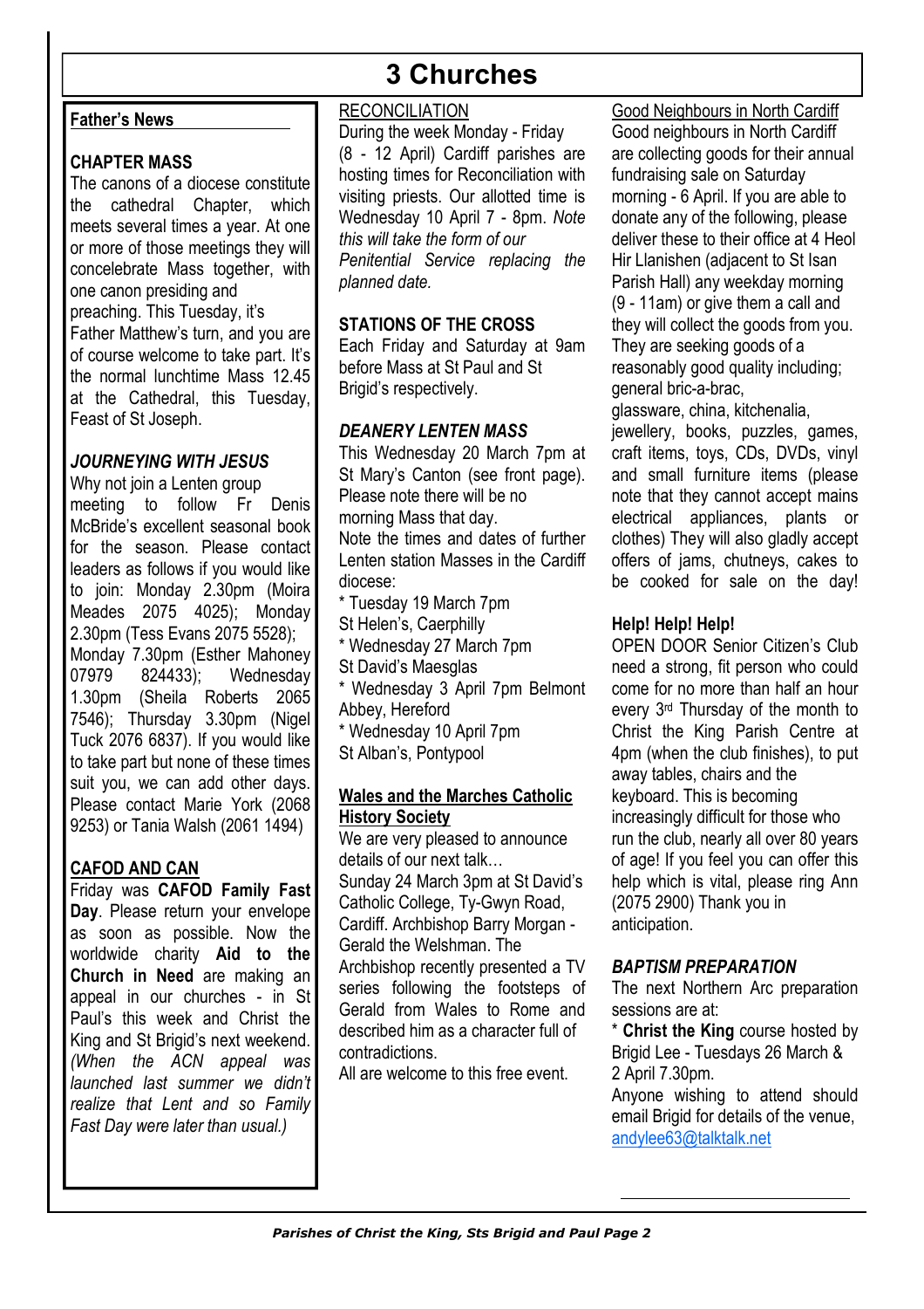# 3 Churches

## Father's News

### CHAPTER MASS

The canons of a diocese constitute the cathedral Chapter, which meets several times a year. At one or more of those meetings they will concelebrate Mass together, with one canon presiding and preaching. This Tuesday, it's Father Matthew's turn, and you are of course welcome to take part. It's the normal lunchtime Mass 12.45 at the Cathedral, this Tuesday, Feast of St Joseph.

### *JOURNEYING WITH JESUS*

Why not join a Lenten group meeting to follow Fr Denis McBride's excellent seasonal book for the season. Please contact leaders as follows if you would like to join: Monday 2.30pm (Moira Meades 2075 4025); Monday 2.30pm (Tess Evans 2075 5528); Monday 7.30pm (Esther Mahoney 07979 824433); Wednesday 1.30pm (Sheila Roberts 2065 7546); Thursday 3.30pm (Nigel Tuck 2076 6837). If you would like to take part but none of these times suit you, we can add other days. Please contact Marie York (2068 9253) or Tania Walsh (2061 1494)

### CAFOD AND CAN

Friday was **CAFOD Family Fast Day**. Please return your envelope as soon as possible. Now the worldwide charity **Aid to the Church in Need** are making an appeal in our churches - in St Paul's this week and Christ the King and St Brigid's next weekend. *(When the ACN appeal was launched last summer we didn't realize that Lent and so Family Fast Day were later than usual.)*

### RECONCILIATION

During the week Monday - Friday (8 - 12 April) Cardiff parishes are hosting times for Reconciliation with visiting priests. Our allotted time is Wednesday 10 April 7 - 8pm. *Note this will take the form of our Penitential Service replacing the planned date.*

### STATIONS OF THE CROSS

Each Friday and Saturday at 9am before Mass at St Paul and St Brigid's respectively.

### *DEANERY LENTEN MASS*

This Wednesday 20 March 7pm at St Mary's Canton (see front page). Please note there will be no morning Mass that day.

Note the times and dates of further Lenten station Masses in the Cardiff diocese:

* Tuesday 19 March 7pm St Helen's, Caerphilly
* Wednesday 27 March 7pm St David's Maesglas
* Wednesday 3 April 7pm Belmont Abbey, Hereford
* Wednesday 10 April 7pm St Alban's, Pontypool

### Wales and the Marches Catholic History Society

We are very pleased to announce details of our next talk…

Sunday 24 March 3pm at St David's Catholic College, Ty-Gwyn Road, Cardiff. Archbishop Barry Morgan - Gerald the Welshman. The Archbishop recently presented a TV series following the footsteps of Gerald from Wales to Rome and described him as a character full of contradictions.

All are welcome to this free event.

### Good Neighbours in North Cardiff

Good neighbours in North Cardiff are collecting goods for their annual fundraising sale on Saturday morning - 6 April. If you are able to donate any of the following, please deliver these to their office at 4 Heol Hir Llanishen (adjacent to St Isan Parish Hall) any weekday morning (9 - 11am) or give them a call and they will collect the goods from you. They are seeking goods of a reasonably good quality including; general bric-a-brac, glassware, china, kitchenalia, jewellery, books, puzzles, games, craft items, toys, CDs, DVDs, vinyl and small furniture items (please note that they cannot accept mains electrical appliances, plants or clothes) They will also gladly accept offers of jams, chutneys, cakes to be cooked for sale on the day!

### Help! Help! Help!

OPEN DOOR Senior Citizen's Club need a strong, fit person who could come for no more than half an hour every 3rd Thursday of the month to Christ the King Parish Centre at 4pm (when the club finishes), to put away tables, chairs and the keyboard. This is becoming increasingly difficult for those who run the club, nearly all over 80 years of age! If you feel you can offer this help which is vital, please ring Ann (2075 2900) Thank you in anticipation.

### *BAPTISM PREPARATION*

The next Northern Arc preparation sessions are at:

* **Christ the King** course hosted by Brigid Lee - Tuesdays 26 March & 2 April 7.30pm.

Anyone wishing to attend should email Brigid for details of the venue, andylee63@talktalk.net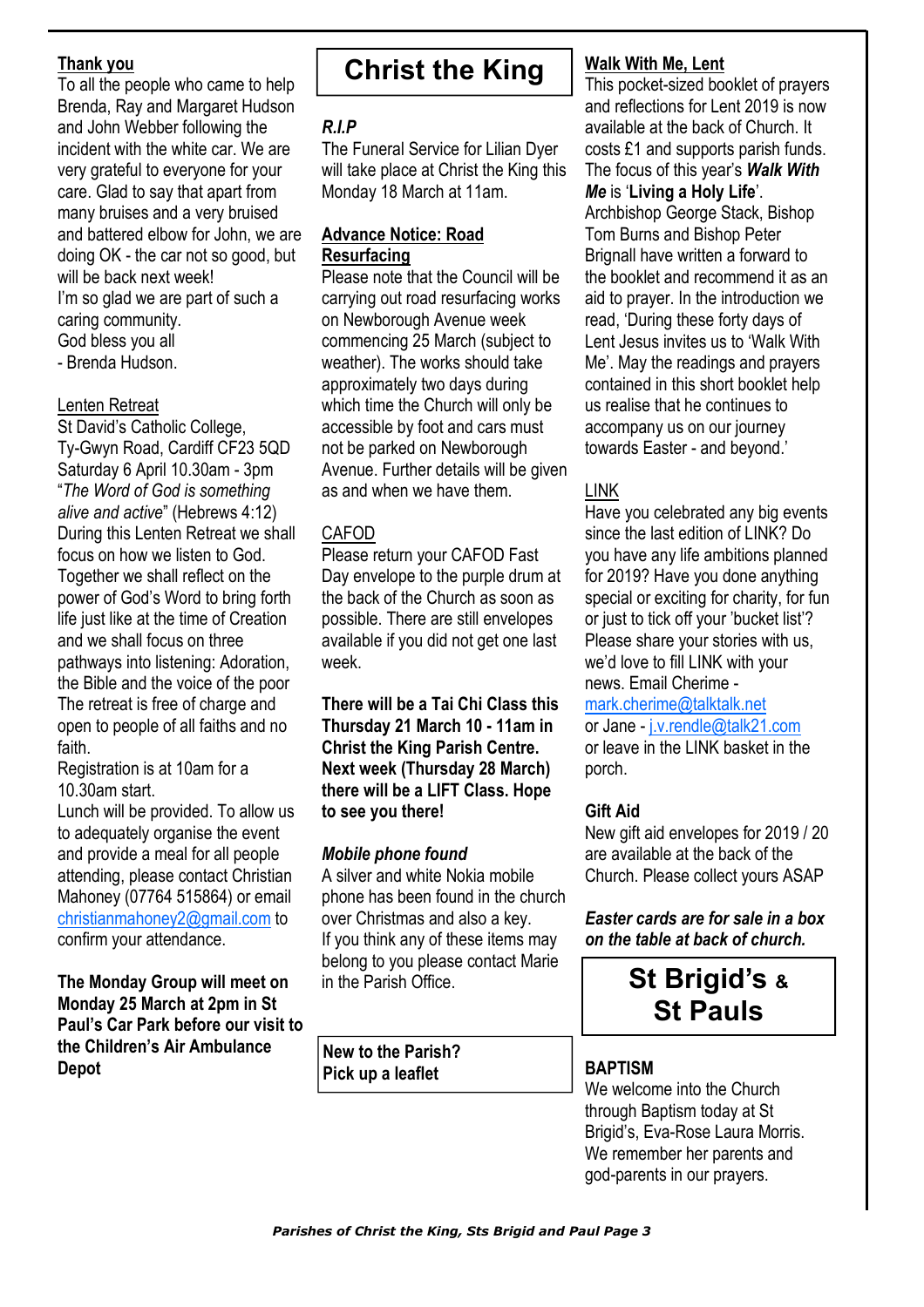**Thank you**

To all the people who came to help Brenda, Ray and Margaret Hudson and John Webber following the incident with the white car. We are very grateful to everyone for your care. Glad to say that apart from many bruises and a very bruised and battered elbow for John, we are doing OK - the car not so good, but will be back next week!

I'm so glad we are part of such a caring community.

God bless you all

- Brenda Hudson.

**Lenten Retreat**

St David's Catholic College, Ty-Gwyn Road, Cardiff CF23 5QD

Saturday 6 April 10.30am - 3pm

"*The Word of God is something alive and active*" (Hebrews 4:12)

During this Lenten Retreat we shall focus on how we listen to God. Together we shall reflect on the power of God's Word to bring forth life just like at the time of Creation and we shall focus on three pathways into listening: Adoration, the Bible and the voice of the poor

The retreat is free of charge and open to people of all faiths and no faith.

Registration is at 10am for a 10.30am start.

Lunch will be provided. To allow us to adequately organise the event and provide a meal for all people attending, please contact Christian Mahoney (07764 515864) or email christianmahoney2@gmail.com to confirm your attendance.

**The Monday Group will meet on Monday 25 March at 2pm in St Paul's Car Park before our visit to the Children's Air Ambulance Depot**

# Christ the King

***R.I.P***

The Funeral Service for Lilian Dyer will take place at Christ the King this Monday 18 March at 11am.

**Advance Notice: Road Resurfacing**

Please note that the Council will be carrying out road resurfacing works on Newborough Avenue week commencing 25 March (subject to weather). The works should take approximately two days during which time the Church will only be accessible by foot and cars must not be parked on Newborough Avenue. Further details will be given as and when we have them.

**CAFOD**

Please return your CAFOD Fast Day envelope to the purple drum at the back of the Church as soon as possible. There are still envelopes available if you did not get one last week.

**There will be a Tai Chi Class this Thursday 21 March 10 - 11am in Christ the King Parish Centre. Next week (Thursday 28 March) there will be a LIFT Class. Hope to see you there!**

***Mobile phone found***

A silver and white Nokia mobile phone has been found in the church over Christmas and also a key.

If you think any of these items may belong to you please contact Marie in the Parish Office.

**New to the Parish? Pick up a leaflet**

**Walk With Me, Lent**

This pocket-sized booklet of prayers and reflections for Lent 2019 is now available at the back of Church. It costs £1 and supports parish funds. The focus of this year's ***Walk With Me*** is '**Living a Holy Life**'.

Archbishop George Stack, Bishop Tom Burns and Bishop Peter Brignall have written a forward to the booklet and recommend it as an aid to prayer. In the introduction we read, 'During these forty days of Lent Jesus invites us to 'Walk With Me'. May the readings and prayers contained in this short booklet help us realise that he continues to accompany us on our journey towards Easter - and beyond.'

**LINK**

Have you celebrated any big events since the last edition of LINK? Do you have any life ambitions planned for 2019? Have you done anything special or exciting for charity, for fun or just to tick off your 'bucket list'? Please share your stories with us, we'd love to fill LINK with your news. Email Cherime - mark.cherime@talktalk.net or Jane - j.v.rendle@talk21.com or leave in the LINK basket in the porch.

**Gift Aid**

New gift aid envelopes for 2019 / 20 are available at the back of the Church. Please collect yours ASAP

***Easter cards are for sale in a box on the table at back of church.***

# St Brigid's & St Pauls

**BAPTISM**

We welcome into the Church through Baptism today at St Brigid's, Eva-Rose Laura Morris. We remember her parents and god-parents in our prayers.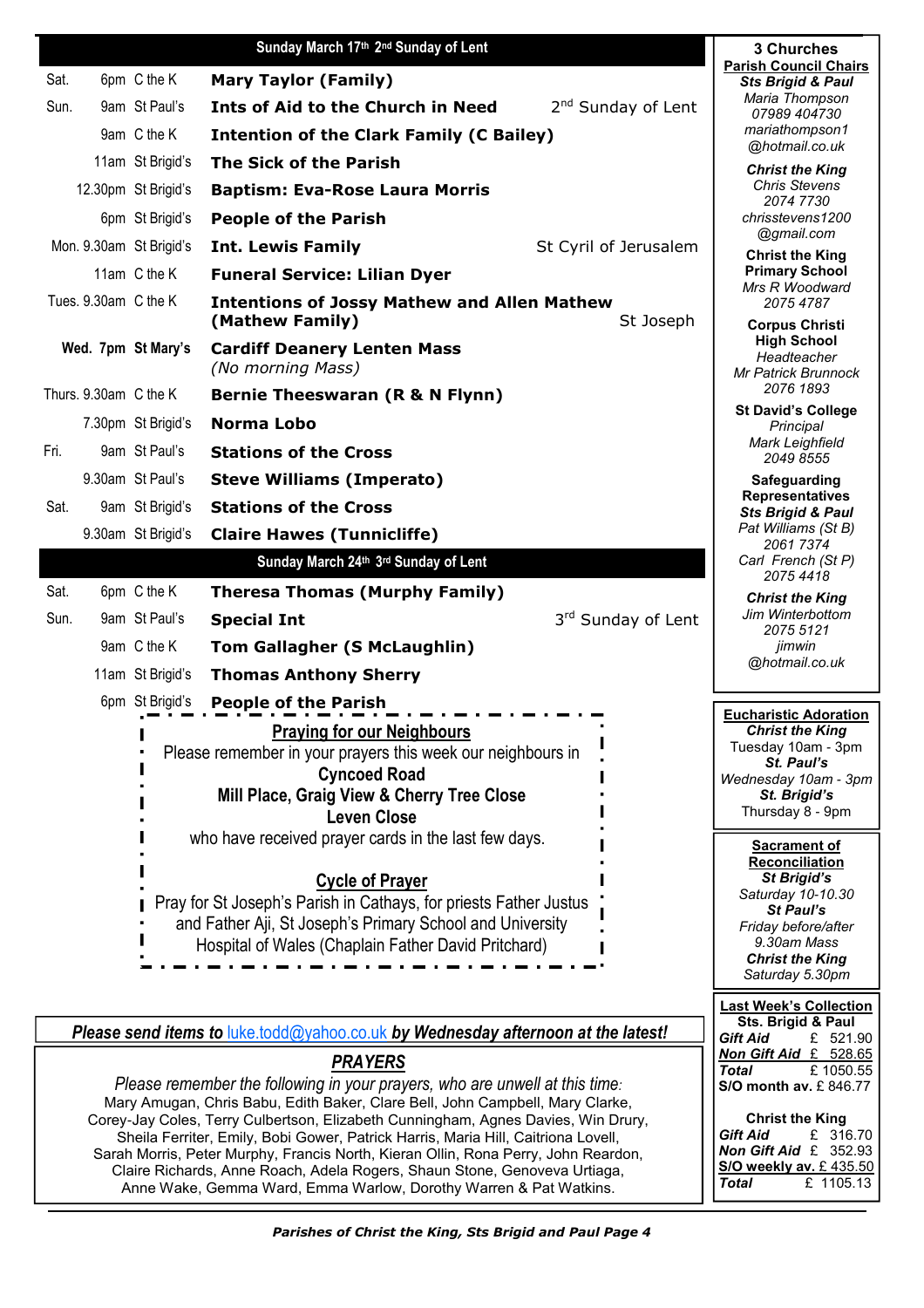## Sunday March 17th 2nd Sunday of Lent

| | | | |
|---|---|---|---|
| Sat. | 6pm C the K | **Mary Taylor (Family)** | |
| Sun. | 9am St Paul's | **Ints of Aid to the Church in Need** | 2nd Sunday of Lent |
| | 9am C the K | **Intention of the Clark Family (C Bailey)** | |
| | 11am St Brigid's | **The Sick of the Parish** | |
| | 12.30pm St Brigid's | **Baptism: Eva-Rose Laura Morris** | |
| | 6pm St Brigid's | **People of the Parish** | |
| Mon. | 9.30am St Brigid's | **Int. Lewis Family** | St Cyril of Jerusalem |
| | 11am C the K | **Funeral Service: Lilian Dyer** | |
| Tues. | 9.30am C the K | **Intentions of Jossy Mathew and Allen Mathew (Mathew Family)** | St Joseph |
| **Wed.** | **7pm St Mary's** | **Cardiff Deanery Lenten Mass** *(No morning Mass)* | |
| Thurs. | 9.30am C the K | **Bernie Theeswaran (R & N Flynn)** | |
| | 7.30pm St Brigid's | **Norma Lobo** | |
| Fri. | 9am St Paul's | **Stations of the Cross** | |
| | 9.30am St Paul's | **Steve Williams (Imperato)** | |
| Sat. | 9am St Brigid's | **Stations of the Cross** | |
| | 9.30am St Brigid's | **Claire Hawes (Tunnicliffe)** | |

## Sunday March 24th 3rd Sunday of Lent

| | | | |
|---|---|---|---|
| Sat. | 6pm C the K | **Theresa Thomas (Murphy Family)** | |
| Sun. | 9am St Paul's | **Special Int** | 3rd Sunday of Lent |
| | 9am C the K | **Tom Gallagher (S McLaughlin)** | |
| | 11am St Brigid's | **Thomas Anthony Sherry** | |
| | 6pm St Brigid's | **People of the Parish** | |

**Praying for our Neighbours**

Please remember in your prayers this week our neighbours in
**Cyncoed Road**
**Mill Place, Graig View & Cherry Tree Close**
**Leven Close**
who have received prayer cards in the last few days.

**Cycle of Prayer**

Pray for St Joseph's Parish in Cathays, for priests Father Justus and Father Aji, St Joseph's Primary School and University Hospital of Wales (Chaplain Father David Pritchard)

***Please send items to** luke.todd@yahoo.co.uk **by Wednesday afternoon at the latest!***

## PRAYERS

*Please remember the following in your prayers, who are unwell at this time:*
Mary Amugan, Chris Babu, Edith Baker, Clare Bell, John Campbell, Mary Clarke, Corey-Jay Coles, Terry Culbertson, Elizabeth Cunningham, Agnes Davies, Win Drury, Sheila Ferriter, Emily, Bobi Gower, Patrick Harris, Maria Hill, Caitriona Lovell, Sarah Morris, Peter Murphy, Francis North, Kieran Ollin, Rona Perry, John Reardon, Claire Richards, Anne Roach, Adela Rogers, Shaun Stone, Genoveva Urtiaga, Anne Wake, Gemma Ward, Emma Warlow, Dorothy Warren & Pat Watkins.

### 3 Churches

**Parish Council Chairs**

***Sts Brigid & Paul***
*Maria Thompson*
*07989 404730*
*mariathompson1@hotmail.co.uk*

***Christ the King***
*Chris Stevens*
*2074 7730*
*chrisstevens1200@gmail.com*

**Christ the King Primary School**
*Mrs R Woodward*
*2075 4787*

**Corpus Christi High School**
*Headteacher*
*Mr Patrick Brunnock*
*2076 1893*

**St David's College**
*Principal*
*Mark Leighfield*
*2049 8555*

**Safeguarding Representatives**
***Sts Brigid & Paul***
*Pat Williams (St B)*
*2061 7374*
*Carl French (St P)*
*2075 4418*

***Christ the King***
*Jim Winterbottom*
*2075 5121*
*jimwin@hotmail.co.uk*

### Eucharistic Adoration

***Christ the King***
Tuesday 10am - 3pm
***St. Paul's***
*Wednesday 10am - 3pm*
***St. Brigid's***
Thursday 8 - 9pm

### Sacrament of Reconciliation

***St Brigid's***
*Saturday 10-10.30*
***St Paul's***
*Friday before/after 9.30am Mass*
***Christ the King***
*Saturday 5.30pm*

### Last Week's Collection

**Sts. Brigid & Paul**

| | |
|---|---|
| ***Gift Aid*** | £ 521.90 |
| ***Non Gift Aid*** | £ 528.65 |
| ***Total*** | £ 1050.55 |
| **S/O month av.** | £ 846.77 |

**Christ the King**

| | |
|---|---|
| ***Gift Aid*** | £ 316.70 |
| ***Non Gift Aid*** | £ 352.93 |
| **S/O weekly av.** | £ 435.50 |
| ***Total*** | £ 1105.13 |